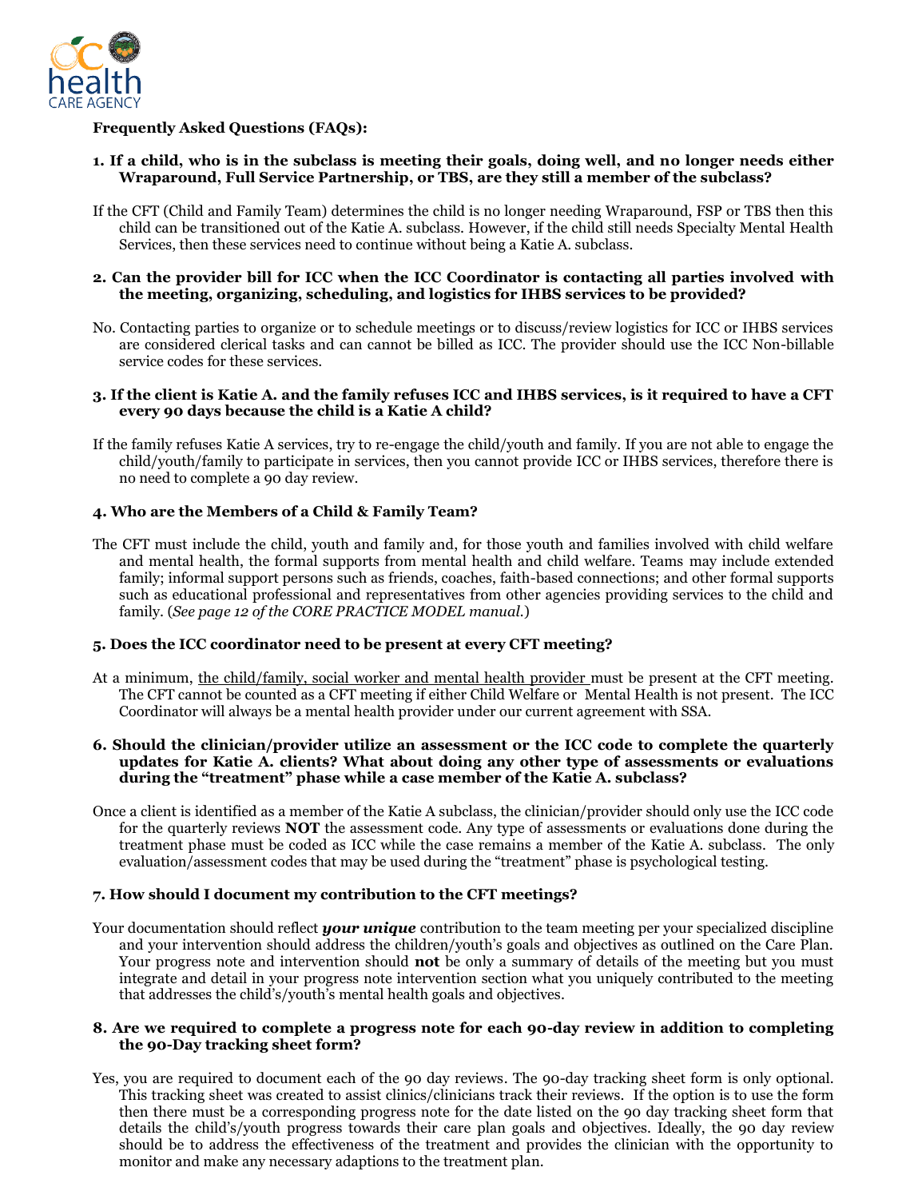**Frequently Asked Questions (FAQs):**

**1. If a child, who is in the subclass is meeting their goals, doing well, and no longer needs either Wraparound, Full Service Partnership, or TBS, are they still a member of the subclass?**

If the CFT (Child and Family Team) determines the child is no longer needing Wraparound, FSP or TBS then this child can be transitioned out of the Katie A. subclass. However, if the child still needs Specialty Mental Health Services, then these services need to continue without being a Katie A. subclass.

**2. Can the provider bill for ICC when the ICC Coordinator is contacting all parties involved with the meeting, organizing, scheduling, and logistics for IHBS services to be provided?**

No. Contacting parties to organize or to schedule meetings or to discuss/review logistics for ICC or IHBS services are considered clerical tasks and can cannot be billed as ICC. The provider should use the ICC Non-billable service codes for these services.

**3. If the client is Katie A. and the family refuses ICC and IHBS services, is it required to have a CFT every 90 days because the child is a Katie A child?**

If the family refuses Katie A services, try to re-engage the child/youth and family. If you are not able to engage the child/youth/family to participate in services, then you cannot provide ICC or IHBS services, therefore there is no need to complete a 90 day review.

**4. Who are the Members of a Child & Family Team?**

The CFT must include the child, youth and family and, for those youth and families involved with child welfare and mental health, the formal supports from mental health and child welfare. Teams may include extended family; informal support persons such as friends, coaches, faith-based connections; and other formal supports such as educational professional and representatives from other agencies providing services to the child and family. (*See page 12 of the CORE PRACTICE MODEL manual.*)

**5. Does the ICC coordinator need to be present at every CFT meeting?**

At a minimum, <u>the child/family, social worker and mental health provider</u> must be present at the CFT meeting. The CFT cannot be counted as a CFT meeting if either Child Welfare or Mental Health is not present. The ICC Coordinator will always be a mental health provider under our current agreement with SSA.

**6. Should the clinician/provider utilize an assessment or the ICC code to complete the quarterly updates for Katie A. clients? What about doing any other type of assessments or evaluations during the "treatment" phase while a case member of the Katie A. subclass?**

Once a client is identified as a member of the Katie A subclass, the clinician/provider should only use the ICC code for the quarterly reviews **NOT** the assessment code. Any type of assessments or evaluations done during the treatment phase must be coded as ICC while the case remains a member of the Katie A. subclass. The only evaluation/assessment codes that may be used during the "treatment" phase is psychological testing.

**7. How should I document my contribution to the CFT meetings?**

Your documentation should reflect ***your unique*** contribution to the team meeting per your specialized discipline and your intervention should address the children/youth's goals and objectives as outlined on the Care Plan. Your progress note and intervention should **not** be only a summary of details of the meeting but you must integrate and detail in your progress note intervention section what you uniquely contributed to the meeting that addresses the child's/youth's mental health goals and objectives.

**8. Are we required to complete a progress note for each 90-day review in addition to completing the 90-Day tracking sheet form?**

Yes, you are required to document each of the 90 day reviews. The 90-day tracking sheet form is only optional. This tracking sheet was created to assist clinics/clinicians track their reviews. If the option is to use the form then there must be a corresponding progress note for the date listed on the 90 day tracking sheet form that details the child's/youth progress towards their care plan goals and objectives. Ideally, the 90 day review should be to address the effectiveness of the treatment and provides the clinician with the opportunity to monitor and make any necessary adaptions to the treatment plan.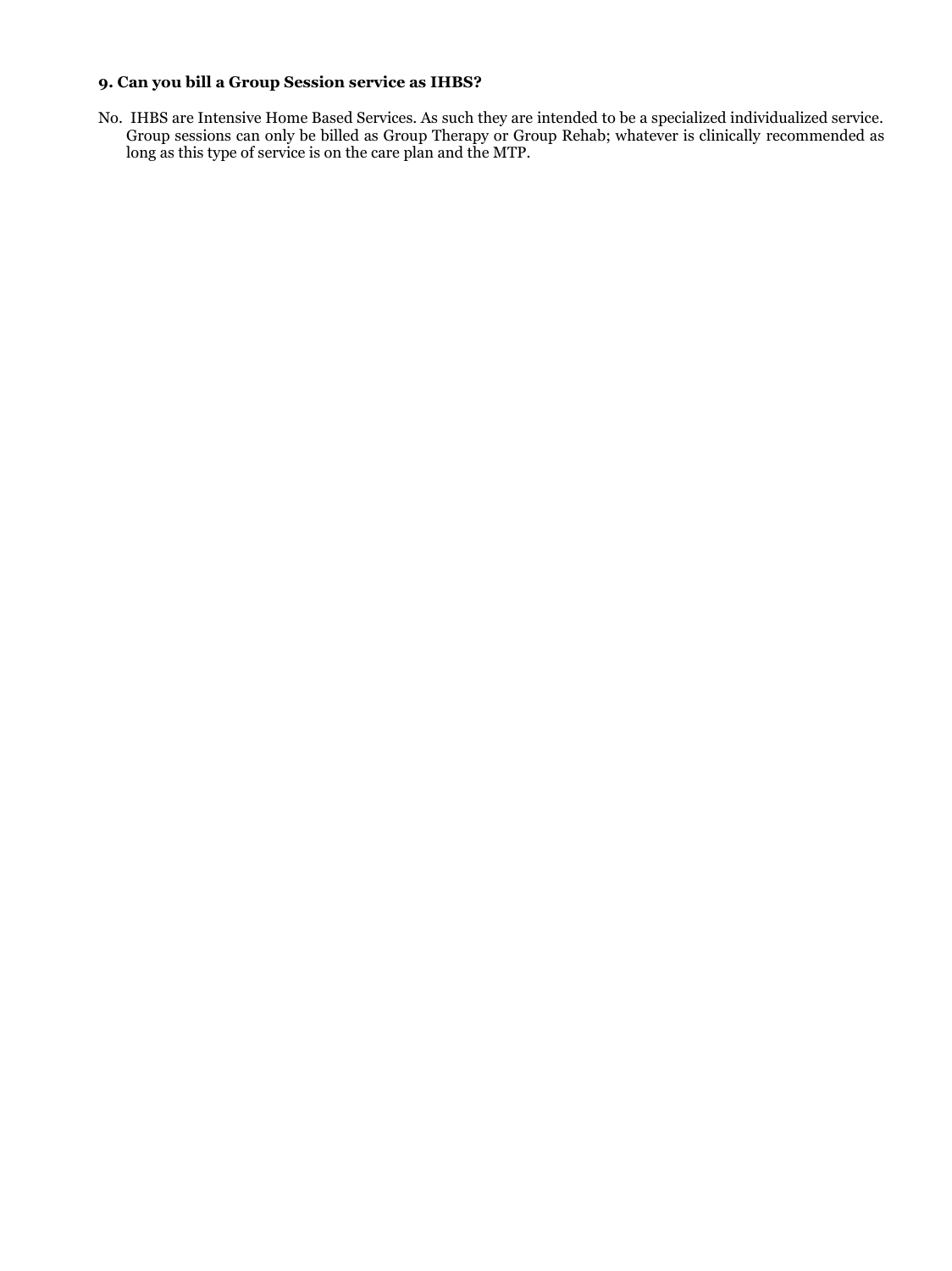**9. Can you bill a Group Session service as IHBS?**

No. IHBS are Intensive Home Based Services. As such they are intended to be a specialized individualized service. Group sessions can only be billed as Group Therapy or Group Rehab; whatever is clinically recommended as long as this type of service is on the care plan and the MTP.